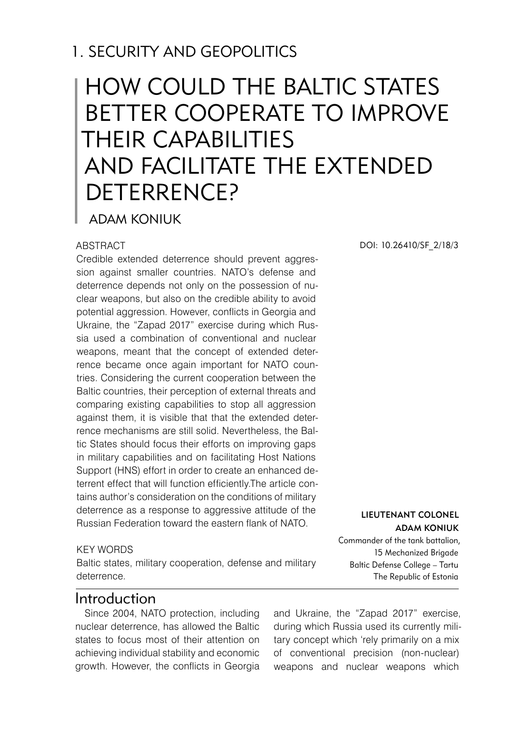# 1. SECURITY AND GEOPOLITICS

# HOW COULD THE BALTIC STATES BETTER COOPERATE TO IMPROVE THEIR CAPABILITIES AND FACILITATE THE EXTENDED DETERRENCE?

## ADAM KONIUK

DOI: 10.26410/SF_2/18/3

ABSTRACT

Credible extended deterrence should prevent aggression against smaller countries. NATO's defense and deterrence depends not only on the possession of nuclear weapons, but also on the credible ability to avoid potential aggression. However, conflicts in Georgia and Ukraine, the "Zapad 2017" exercise during which Russia used a combination of conventional and nuclear weapons, meant that the concept of extended deterrence became once again important for NATO countries. Considering the current cooperation between the Baltic countries, their perception of external threats and comparing existing capabilities to stop all aggression against them, it is visible that that the extended deterrence mechanisms are still solid. Nevertheless, the Baltic States should focus their efforts on improving gaps in military capabilities and on facilitating Host Nations Support (HNS) effort in order to create an enhanced deterrent effect that will function efficiently.The article contains author's consideration on the conditions of military deterrence as a response to aggressive attitude of the Russian Federation toward the eastern flank of NATO.

KEY WORDS

Baltic states, military cooperation, defense and military deterrence.

**LIEUTENANT COLONEL ADAM KONIUK**

Commander of the tank battalion,
15 Mechanized Brigade
Baltic Defense College – Tartu
The Republic of Estonia

## Introduction

Since 2004, NATO protection, including nuclear deterrence, has allowed the Baltic states to focus most of their attention on achieving individual stability and economic growth. However, the conflicts in Georgia and Ukraine, the "Zapad 2017" exercise, during which Russia used its currently military concept which 'rely primarily on a mix of conventional precision (non-nuclear) weapons and nuclear weapons which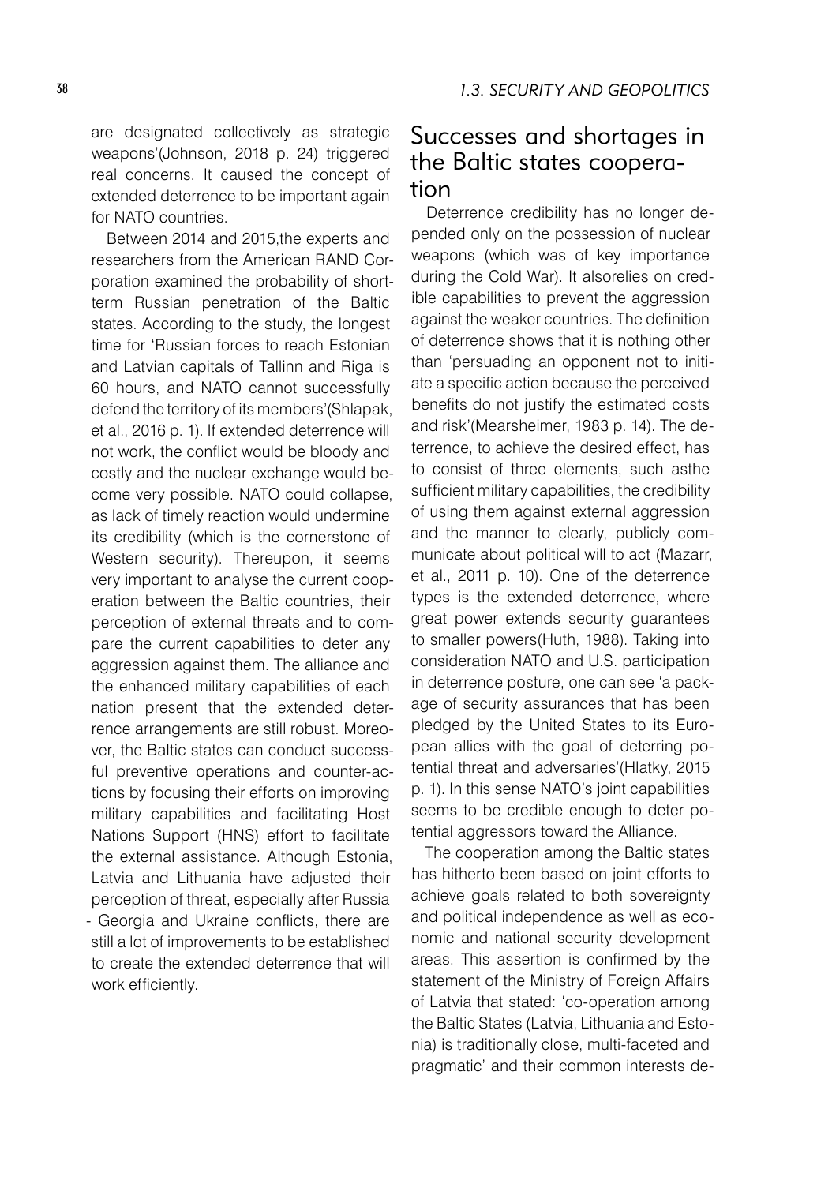are designated collectively as strategic weapons'(Johnson, 2018 p. 24) triggered real concerns. It caused the concept of extended deterrence to be important again for NATO countries.

Between 2014 and 2015,the experts and researchers from the American RAND Corporation examined the probability of short-term Russian penetration of the Baltic states. According to the study, the longest time for 'Russian forces to reach Estonian and Latvian capitals of Tallinn and Riga is 60 hours, and NATO cannot successfully defend the territory of its members'(Shlapak, et al., 2016 p. 1). If extended deterrence will not work, the conflict would be bloody and costly and the nuclear exchange would become very possible. NATO could collapse, as lack of timely reaction would undermine its credibility (which is the cornerstone of Western security). Thereupon, it seems very important to analyse the current cooperation between the Baltic countries, their perception of external threats and to compare the current capabilities to deter any aggression against them. The alliance and the enhanced military capabilities of each nation present that the extended deterrence arrangements are still robust. Moreover, the Baltic states can conduct successful preventive operations and counter-actions by focusing their efforts on improving military capabilities and facilitating Host Nations Support (HNS) effort to facilitate the external assistance. Although Estonia, Latvia and Lithuania have adjusted their perception of threat, especially after Russia - Georgia and Ukraine conflicts, there are still a lot of improvements to be established to create the extended deterrence that will work efficiently.

## Successes and shortages in the Baltic states cooperation

Deterrence credibility has no longer depended only on the possession of nuclear weapons (which was of key importance during the Cold War). It alsorelies on credible capabilities to prevent the aggression against the weaker countries. The definition of deterrence shows that it is nothing other than 'persuading an opponent not to initiate a specific action because the perceived benefits do not justify the estimated costs and risk'(Mearsheimer, 1983 p. 14). The deterrence, to achieve the desired effect, has to consist of three elements, such asthe sufficient military capabilities, the credibility of using them against external aggression and the manner to clearly, publicly communicate about political will to act (Mazarr, et al., 2011 p. 10). One of the deterrence types is the extended deterrence, where great power extends security guarantees to smaller powers(Huth, 1988). Taking into consideration NATO and U.S. participation in deterrence posture, one can see 'a package of security assurances that has been pledged by the United States to its European allies with the goal of deterring potential threat and adversaries'(Hlatky, 2015 p. 1). In this sense NATO's joint capabilities seems to be credible enough to deter potential aggressors toward the Alliance.

The cooperation among the Baltic states has hitherto been based on joint efforts to achieve goals related to both sovereignty and political independence as well as economic and national security development areas. This assertion is confirmed by the statement of the Ministry of Foreign Affairs of Latvia that stated: 'co-operation among the Baltic States (Latvia, Lithuania and Estonia) is traditionally close, multi-faceted and pragmatic' and their common interests de-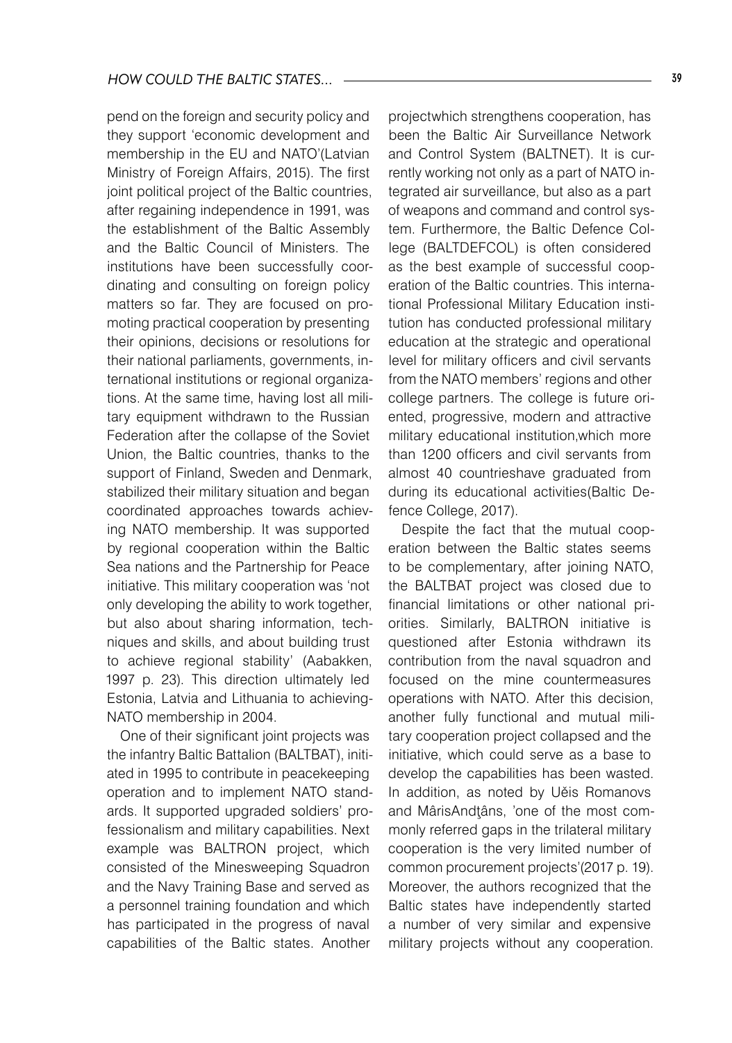pend on the foreign and security policy and they support 'economic development and membership in the EU and NATO'(Latvian Ministry of Foreign Affairs, 2015). The first joint political project of the Baltic countries, after regaining independence in 1991, was the establishment of the Baltic Assembly and the Baltic Council of Ministers. The institutions have been successfully coordinating and consulting on foreign policy matters so far. They are focused on promoting practical cooperation by presenting their opinions, decisions or resolutions for their national parliaments, governments, international institutions or regional organizations. At the same time, having lost all military equipment withdrawn to the Russian Federation after the collapse of the Soviet Union, the Baltic countries, thanks to the support of Finland, Sweden and Denmark, stabilized their military situation and began coordinated approaches towards achieving NATO membership. It was supported by regional cooperation within the Baltic Sea nations and the Partnership for Peace initiative. This military cooperation was 'not only developing the ability to work together, but also about sharing information, techniques and skills, and about building trust to achieve regional stability' (Aabakken, 1997 p. 23). This direction ultimately led Estonia, Latvia and Lithuania to achieving NATO membership in 2004.

One of their significant joint projects was the infantry Baltic Battalion (BALTBAT), initiated in 1995 to contribute in peacekeeping operation and to implement NATO standards. It supported upgraded soldiers' professionalism and military capabilities. Next example was BALTRON project, which consisted of the Minesweeping Squadron and the Navy Training Base and served as a personnel training foundation and which has participated in the progress of naval capabilities of the Baltic states. Another projectwhich strengthens cooperation, has been the Baltic Air Surveillance Network and Control System (BALTNET). It is currently working not only as a part of NATO integrated air surveillance, but also as a part of weapons and command and control system. Furthermore, the Baltic Defence College (BALTDEFCOL) is often considered as the best example of successful cooperation of the Baltic countries. This international Professional Military Education institution has conducted professional military education at the strategic and operational level for military officers and civil servants from the NATO members' regions and other college partners. The college is future oriented, progressive, modern and attractive military educational institution,which more than 1200 officers and civil servants from almost 40 countrieshave graduated from during its educational activities(Baltic Defence College, 2017).

Despite the fact that the mutual cooperation between the Baltic states seems to be complementary, after joining NATO, the BALTBAT project was closed due to financial limitations or other national priorities. Similarly, BALTRON initiative is questioned after Estonia withdrawn its contribution from the naval squadron and focused on the mine countermeasures operations with NATO. After this decision, another fully functional and mutual military cooperation project collapsed and the initiative, which could serve as a base to develop the capabilities has been wasted. In addition, as noted by Uěis Romanovs and MârisAndţâns, 'one of the most commonly referred gaps in the trilateral military cooperation is the very limited number of common procurement projects'(2017 p. 19). Moreover, the authors recognized that the Baltic states have independently started a number of very similar and expensive military projects without any cooperation.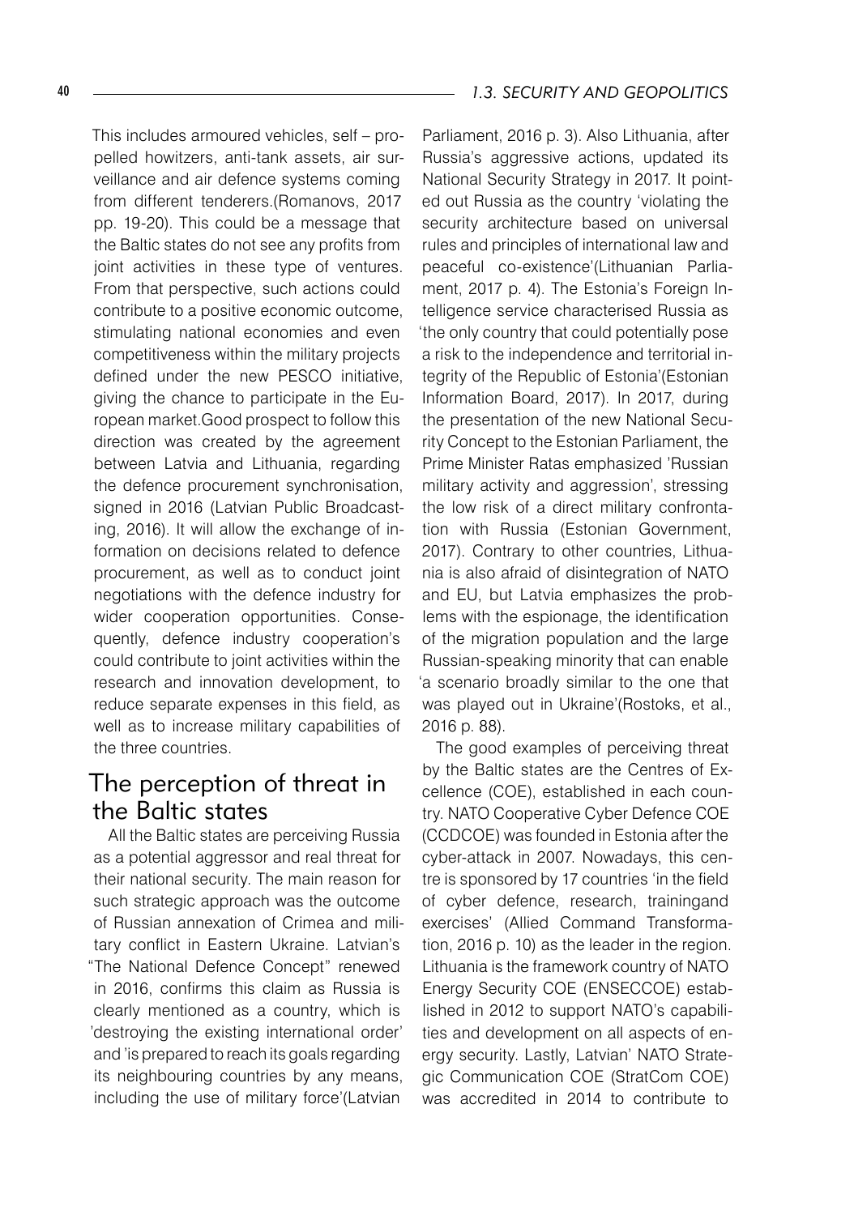This includes armoured vehicles, self – propelled howitzers, anti-tank assets, air surveillance and air defence systems coming from different tenderers.(Romanovs, 2017 pp. 19-20). This could be a message that the Baltic states do not see any profits from joint activities in these type of ventures. From that perspective, such actions could contribute to a positive economic outcome, stimulating national economies and even competitiveness within the military projects defined under the new PESCO initiative, giving the chance to participate in the European market.Good prospect to follow this direction was created by the agreement between Latvia and Lithuania, regarding the defence procurement synchronisation, signed in 2016 (Latvian Public Broadcasting, 2016). It will allow the exchange of information on decisions related to defence procurement, as well as to conduct joint negotiations with the defence industry for wider cooperation opportunities. Consequently, defence industry cooperation's could contribute to joint activities within the research and innovation development, to reduce separate expenses in this field, as well as to increase military capabilities of the three countries.

## The perception of threat in the Baltic states

All the Baltic states are perceiving Russia as a potential aggressor and real threat for their national security. The main reason for such strategic approach was the outcome of Russian annexation of Crimea and military conflict in Eastern Ukraine. Latvian's "The National Defence Concept" renewed in 2016, confirms this claim as Russia is clearly mentioned as a country, which is 'destroying the existing international order' and 'is prepared to reach its goals regarding its neighbouring countries by any means, including the use of military force'(Latvian Parliament, 2016 p. 3). Also Lithuania, after Russia's aggressive actions, updated its National Security Strategy in 2017. It pointed out Russia as the country 'violating the security architecture based on universal rules and principles of international law and peaceful co-existence'(Lithuanian Parliament, 2017 p. 4). The Estonia's Foreign Intelligence service characterised Russia as 'the only country that could potentially pose a risk to the independence and territorial integrity of the Republic of Estonia'(Estonian Information Board, 2017). In 2017, during the presentation of the new National Security Concept to the Estonian Parliament, the Prime Minister Ratas emphasized 'Russian military activity and aggression', stressing the low risk of a direct military confrontation with Russia (Estonian Government, 2017). Contrary to other countries, Lithuania is also afraid of disintegration of NATO and EU, but Latvia emphasizes the problems with the espionage, the identification of the migration population and the large Russian-speaking minority that can enable 'a scenario broadly similar to the one that was played out in Ukraine'(Rostoks, et al., 2016 p. 88).

The good examples of perceiving threat by the Baltic states are the Centres of Excellence (COE), established in each country. NATO Cooperative Cyber Defence COE (CCDCOE) was founded in Estonia after the cyber-attack in 2007. Nowadays, this centre is sponsored by 17 countries 'in the field of cyber defence, research, trainingand exercises' (Allied Command Transformation, 2016 p. 10) as the leader in the region. Lithuania is the framework country of NATO Energy Security COE (ENSECCOE) established in 2012 to support NATO's capabilities and development on all aspects of energy security. Lastly, Latvian' NATO Strategic Communication COE (StratCom COE) was accredited in 2014 to contribute to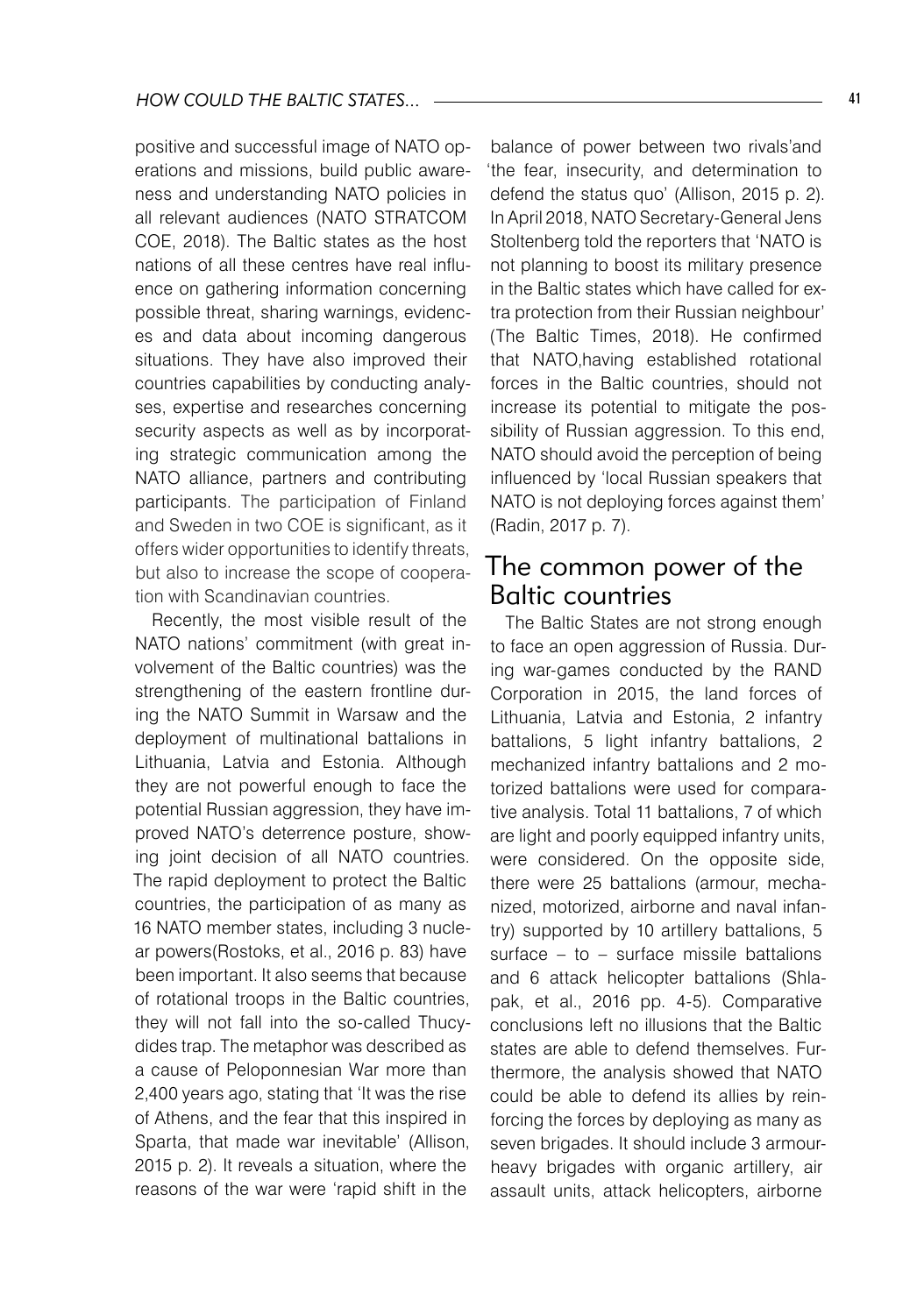positive and successful image of NATO operations and missions, build public awareness and understanding NATO policies in all relevant audiences (NATO STRATCOM COE, 2018). The Baltic states as the host nations of all these centres have real influence on gathering information concerning possible threat, sharing warnings, evidences and data about incoming dangerous situations. They have also improved their countries capabilities by conducting analyses, expertise and researches concerning security aspects as well as by incorporating strategic communication among the NATO alliance, partners and contributing participants. The participation of Finland and Sweden in two COE is significant, as it offers wider opportunities to identify threats, but also to increase the scope of cooperation with Scandinavian countries.

Recently, the most visible result of the NATO nations' commitment (with great involvement of the Baltic countries) was the strengthening of the eastern frontline during the NATO Summit in Warsaw and the deployment of multinational battalions in Lithuania, Latvia and Estonia. Although they are not powerful enough to face the potential Russian aggression, they have improved NATO's deterrence posture, showing joint decision of all NATO countries. The rapid deployment to protect the Baltic countries, the participation of as many as 16 NATO member states, including 3 nuclear powers(Rostoks, et al., 2016 p. 83) have been important. It also seems that because of rotational troops in the Baltic countries, they will not fall into the so-called Thucydides trap. The metaphor was described as a cause of Peloponnesian War more than 2,400 years ago, stating that 'It was the rise of Athens, and the fear that this inspired in Sparta, that made war inevitable' (Allison, 2015 p. 2). It reveals a situation, where the reasons of the war were 'rapid shift in the balance of power between two rivals'and 'the fear, insecurity, and determination to defend the status quo' (Allison, 2015 p. 2). In April 2018, NATO Secretary-General Jens Stoltenberg told the reporters that 'NATO is not planning to boost its military presence in the Baltic states which have called for extra protection from their Russian neighbour' (The Baltic Times, 2018). He confirmed that NATO,having established rotational forces in the Baltic countries, should not increase its potential to mitigate the possibility of Russian aggression. To this end, NATO should avoid the perception of being influenced by 'local Russian speakers that NATO is not deploying forces against them' (Radin, 2017 p. 7).

## The common power of the Baltic countries

The Baltic States are not strong enough to face an open aggression of Russia. During war-games conducted by the RAND Corporation in 2015, the land forces of Lithuania, Latvia and Estonia, 2 infantry battalions, 5 light infantry battalions, 2 mechanized infantry battalions and 2 motorized battalions were used for comparative analysis. Total 11 battalions, 7 of which are light and poorly equipped infantry units, were considered. On the opposite side, there were 25 battalions (armour, mechanized, motorized, airborne and naval infantry) supported by 10 artillery battalions, 5 surface – to – surface missile battalions and 6 attack helicopter battalions (Shlapak, et al., 2016 pp. 4-5). Comparative conclusions left no illusions that the Baltic states are able to defend themselves. Furthermore, the analysis showed that NATO could be able to defend its allies by reinforcing the forces by deploying as many as seven brigades. It should include 3 armour-heavy brigades with organic artillery, air assault units, attack helicopters, airborne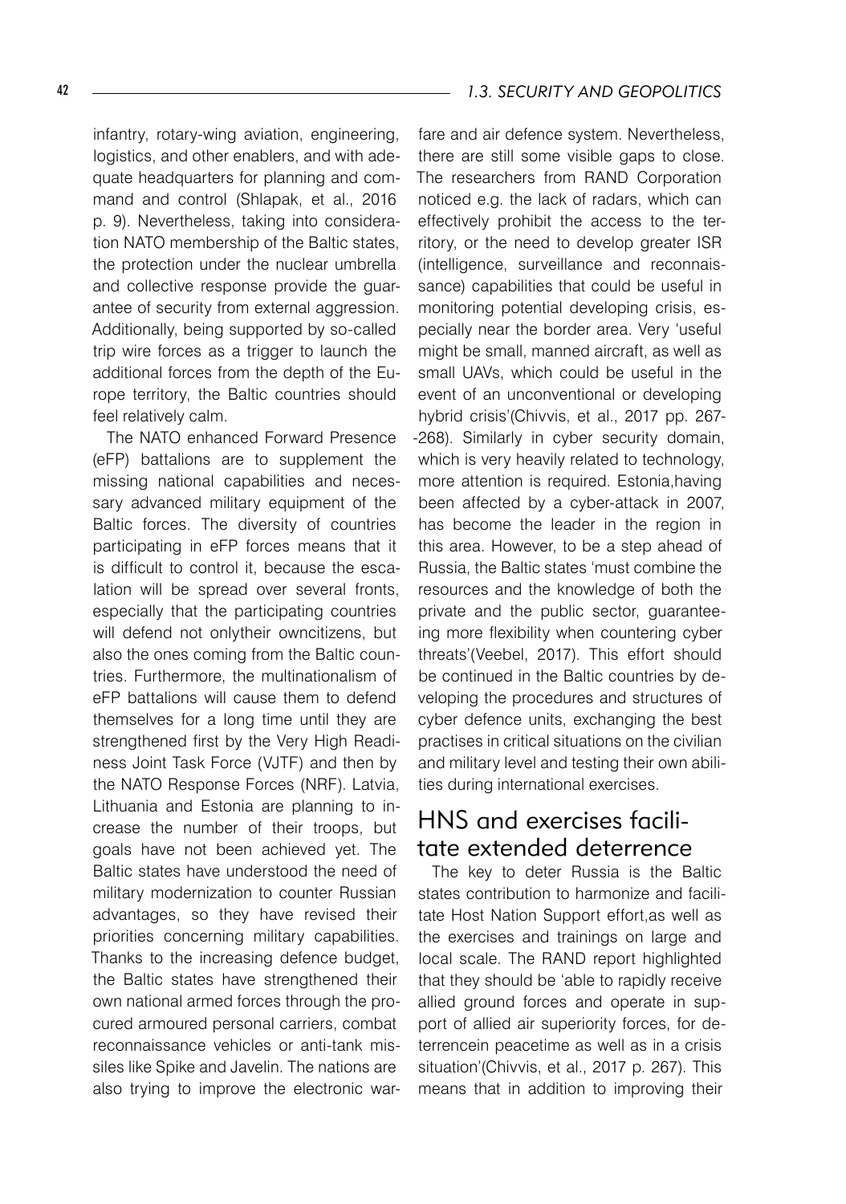infantry, rotary-wing aviation, engineering, logistics, and other enablers, and with adequate headquarters for planning and command and control (Shlapak, et al., 2016 p. 9). Nevertheless, taking into consideration NATO membership of the Baltic states, the protection under the nuclear umbrella and collective response provide the guarantee of security from external aggression. Additionally, being supported by so-called trip wire forces as a trigger to launch the additional forces from the depth of the Europe territory, the Baltic countries should feel relatively calm.

The NATO enhanced Forward Presence (eFP) battalions are to supplement the missing national capabilities and necessary advanced military equipment of the Baltic forces. The diversity of countries participating in eFP forces means that it is difficult to control it, because the escalation will be spread over several fronts, especially that the participating countries will defend not onlytheir owncitizens, but also the ones coming from the Baltic countries. Furthermore, the multinationalism of eFP battalions will cause them to defend themselves for a long time until they are strengthened first by the Very High Readiness Joint Task Force (VJTF) and then by the NATO Response Forces (NRF). Latvia, Lithuania and Estonia are planning to increase the number of their troops, but goals have not been achieved yet. The Baltic states have understood the need of military modernization to counter Russian advantages, so they have revised their priorities concerning military capabilities. Thanks to the increasing defence budget, the Baltic states have strengthened their own national armed forces through the procured armoured personal carriers, combat reconnaissance vehicles or anti-tank missiles like Spike and Javelin. The nations are also trying to improve the electronic warfare and air defence system. Nevertheless, there are still some visible gaps to close. The researchers from RAND Corporation noticed e.g. the lack of radars, which can effectively prohibit the access to the territory, or the need to develop greater ISR (intelligence, surveillance and reconnaissance) capabilities that could be useful in monitoring potential developing crisis, especially near the border area. Very 'useful might be small, manned aircraft, as well as small UAVs, which could be useful in the event of an unconventional or developing hybrid crisis'(Chivvis, et al., 2017 pp. 267--268). Similarly in cyber security domain, which is very heavily related to technology, more attention is required. Estonia,having been affected by a cyber-attack in 2007, has become the leader in the region in this area. However, to be a step ahead of Russia, the Baltic states 'must combine the resources and the knowledge of both the private and the public sector, guaranteeing more flexibility when countering cyber threats'(Veebel, 2017). This effort should be continued in the Baltic countries by developing the procedures and structures of cyber defence units, exchanging the best practises in critical situations on the civilian and military level and testing their own abilities during international exercises.

## HNS and exercises facilitate extended deterrence

The key to deter Russia is the Baltic states contribution to harmonize and facilitate Host Nation Support effort,as well as the exercises and trainings on large and local scale. The RAND report highlighted that they should be 'able to rapidly receive allied ground forces and operate in support of allied air superiority forces, for deterrencein peacetime as well as in a crisis situation'(Chivvis, et al., 2017 p. 267). This means that in addition to improving their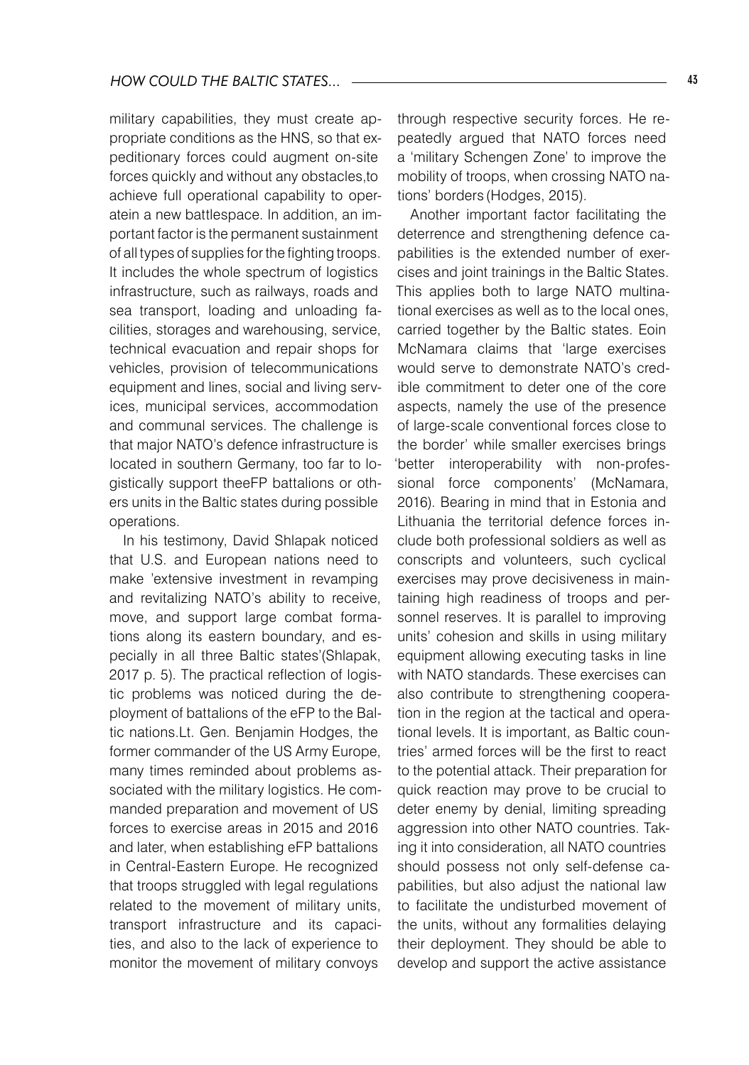military capabilities, they must create appropriate conditions as the HNS, so that expeditionary forces could augment on-site forces quickly and without any obstacles,to achieve full operational capability to operatein a new battlespace. In addition, an important factor is the permanent sustainment of all types of supplies for the fighting troops. It includes the whole spectrum of logistics infrastructure, such as railways, roads and sea transport, loading and unloading facilities, storages and warehousing, service, technical evacuation and repair shops for vehicles, provision of telecommunications equipment and lines, social and living services, municipal services, accommodation and communal services. The challenge is that major NATO's defence infrastructure is located in southern Germany, too far to logistically support theeFP battalions or others units in the Baltic states during possible operations.

In his testimony, David Shlapak noticed that U.S. and European nations need to make 'extensive investment in revamping and revitalizing NATO's ability to receive, move, and support large combat formations along its eastern boundary, and especially in all three Baltic states'(Shlapak, 2017 p. 5). The practical reflection of logistic problems was noticed during the deployment of battalions of the eFP to the Baltic nations.Lt. Gen. Benjamin Hodges, the former commander of the US Army Europe, many times reminded about problems associated with the military logistics. He commanded preparation and movement of US forces to exercise areas in 2015 and 2016 and later, when establishing eFP battalions in Central-Eastern Europe. He recognized that troops struggled with legal regulations related to the movement of military units, transport infrastructure and its capacities, and also to the lack of experience to monitor the movement of military convoys through respective security forces. He repeatedly argued that NATO forces need a 'military Schengen Zone' to improve the mobility of troops, when crossing NATO nations' borders (Hodges, 2015).

Another important factor facilitating the deterrence and strengthening defence capabilities is the extended number of exercises and joint trainings in the Baltic States. This applies both to large NATO multinational exercises as well as to the local ones, carried together by the Baltic states. Eoin McNamara claims that 'large exercises would serve to demonstrate NATO's credible commitment to deter one of the core aspects, namely the use of the presence of large-scale conventional forces close to the border' while smaller exercises brings 'better interoperability with non-professional force components' (McNamara, 2016). Bearing in mind that in Estonia and Lithuania the territorial defence forces include both professional soldiers as well as conscripts and volunteers, such cyclical exercises may prove decisiveness in maintaining high readiness of troops and personnel reserves. It is parallel to improving units' cohesion and skills in using military equipment allowing executing tasks in line with NATO standards. These exercises can also contribute to strengthening cooperation in the region at the tactical and operational levels. It is important, as Baltic countries' armed forces will be the first to react to the potential attack. Their preparation for quick reaction may prove to be crucial to deter enemy by denial, limiting spreading aggression into other NATO countries. Taking it into consideration, all NATO countries should possess not only self-defense capabilities, but also adjust the national law to facilitate the undisturbed movement of the units, without any formalities delaying their deployment. They should be able to develop and support the active assistance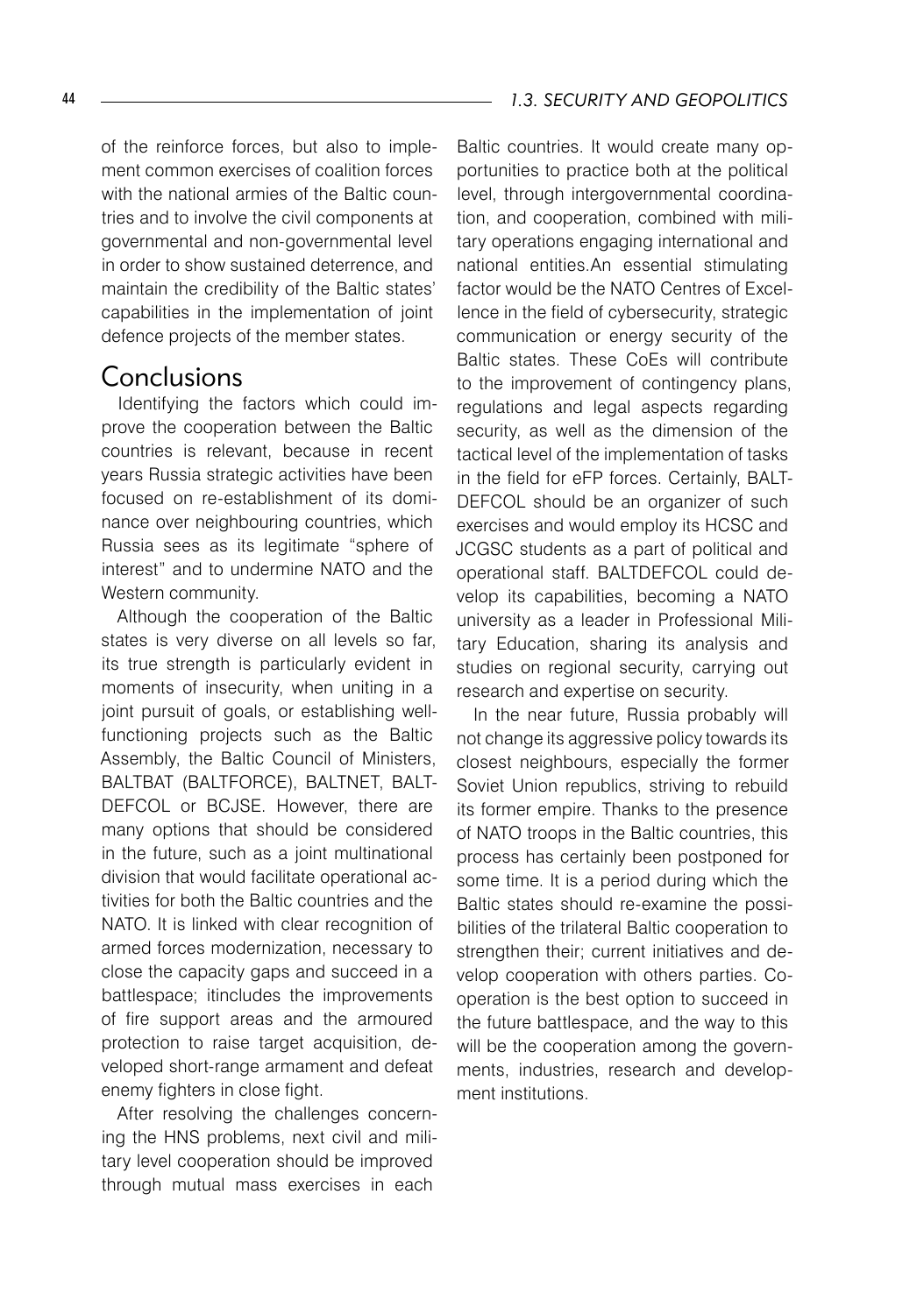of the reinforce forces, but also to implement common exercises of coalition forces with the national armies of the Baltic countries and to involve the civil components at governmental and non-governmental level in order to show sustained deterrence, and maintain the credibility of the Baltic states' capabilities in the implementation of joint defence projects of the member states.

## Conclusions

Identifying the factors which could improve the cooperation between the Baltic countries is relevant, because in recent years Russia strategic activities have been focused on re-establishment of its dominance over neighbouring countries, which Russia sees as its legitimate "sphere of interest" and to undermine NATO and the Western community.

Although the cooperation of the Baltic states is very diverse on all levels so far, its true strength is particularly evident in moments of insecurity, when uniting in a joint pursuit of goals, or establishing well-functioning projects such as the Baltic Assembly, the Baltic Council of Ministers, BALTBAT (BALTFORCE), BALTNET, BALTDEFCOL or BCJSE. However, there are many options that should be considered in the future, such as a joint multinational division that would facilitate operational activities for both the Baltic countries and the NATO. It is linked with clear recognition of armed forces modernization, necessary to close the capacity gaps and succeed in a battlespace; itincludes the improvements of fire support areas and the armoured protection to raise target acquisition, developed short-range armament and defeat enemy fighters in close fight.

After resolving the challenges concerning the HNS problems, next civil and military level cooperation should be improved through mutual mass exercises in each Baltic countries. It would create many opportunities to practice both at the political level, through intergovernmental coordination, and cooperation, combined with military operations engaging international and national entities.An essential stimulating factor would be the NATO Centres of Excellence in the field of cybersecurity, strategic communication or energy security of the Baltic states. These CoEs will contribute to the improvement of contingency plans, regulations and legal aspects regarding security, as well as the dimension of the tactical level of the implementation of tasks in the field for eFP forces. Certainly, BALTDEFCOL should be an organizer of such exercises and would employ its HCSC and JCGSC students as a part of political and operational staff. BALTDEFCOL could develop its capabilities, becoming a NATO university as a leader in Professional Military Education, sharing its analysis and studies on regional security, carrying out research and expertise on security.

In the near future, Russia probably will not change its aggressive policy towards its closest neighbours, especially the former Soviet Union republics, striving to rebuild its former empire. Thanks to the presence of NATO troops in the Baltic countries, this process has certainly been postponed for some time. It is a period during which the Baltic states should re-examine the possibilities of the trilateral Baltic cooperation to strengthen their; current initiatives and develop cooperation with others parties. Cooperation is the best option to succeed in the future battlespace, and the way to this will be the cooperation among the governments, industries, research and development institutions.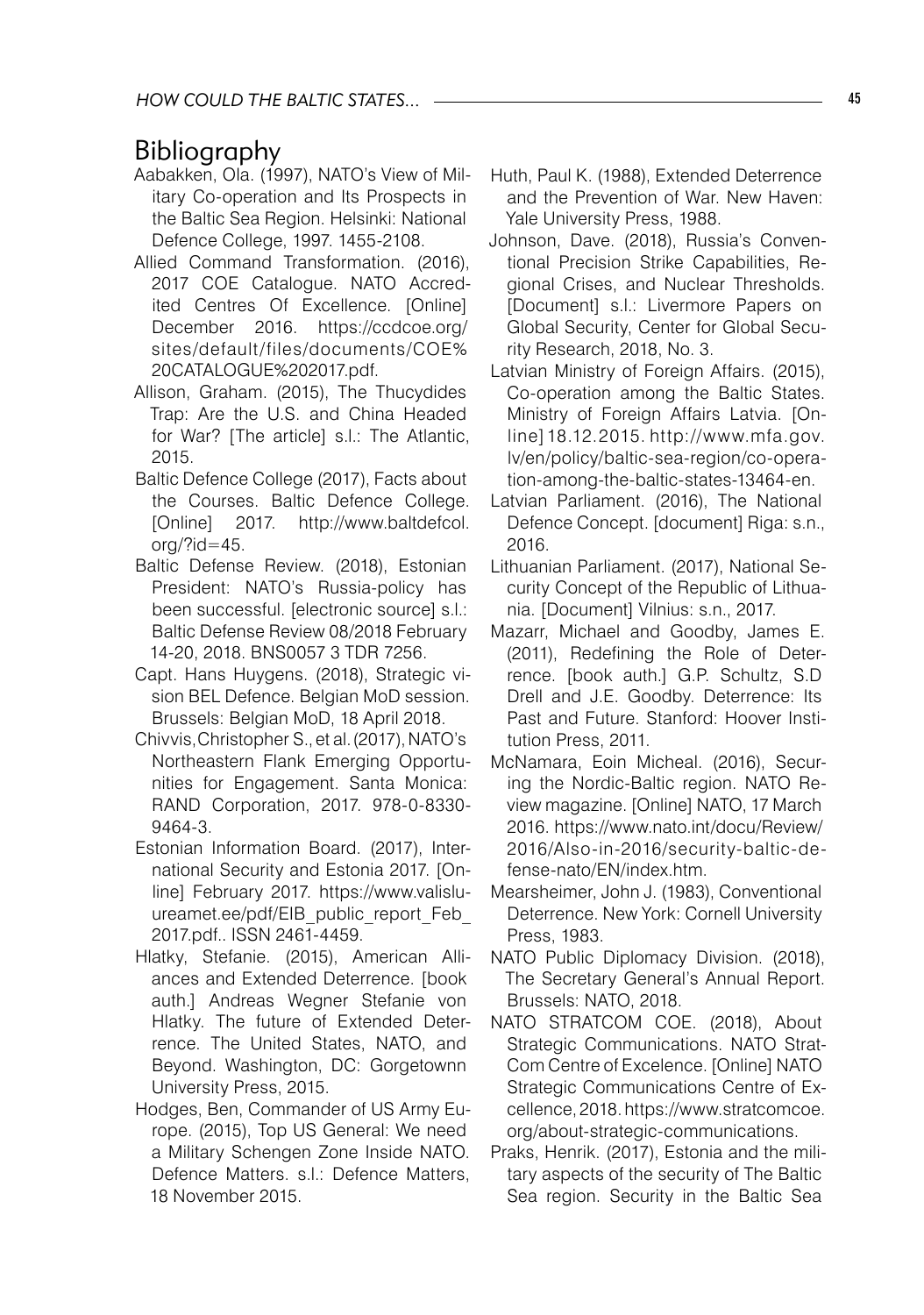## Bibliography

Aabakken, Ola. (1997), NATO's View of Military Co-operation and Its Prospects in the Baltic Sea Region. Helsinki: National Defence College, 1997. 1455-2108.

Allied Command Transformation. (2016), 2017 COE Catalogue. NATO Accredited Centres Of Excellence. [Online] December 2016. https://ccdcoe.org/sites/default/files/documents/COE%20CATALOGUE%202017.pdf.

Allison, Graham. (2015), The Thucydides Trap: Are the U.S. and China Headed for War? [The article] s.l.: The Atlantic, 2015.

Baltic Defence College (2017), Facts about the Courses. Baltic Defence College. [Online] 2017. http://www.baltdefcol.org/?id=45.

Baltic Defense Review. (2018), Estonian President: NATO's Russia-policy has been successful. [electronic source] s.l.: Baltic Defense Review 08/2018 February 14-20, 2018. BNS0057 3 TDR 7256.

Capt. Hans Huygens. (2018), Strategic vision BEL Defence. Belgian MoD session. Brussels: Belgian MoD, 18 April 2018.

Chivvis,Christopher S., et al. (2017), NATO's Northeastern Flank Emerging Opportunities for Engagement. Santa Monica: RAND Corporation, 2017. 978-0-8330-9464-3.

Estonian Information Board. (2017), International Security and Estonia 2017. [Online] February 2017. https://www.valisluureamet.ee/pdf/EIB_public_report_Feb_2017.pdf.. ISSN 2461-4459.

Hlatky, Stefanie. (2015), American Alliances and Extended Deterrence. [book auth.] Andreas Wegner Stefanie von Hlatky. The future of Extended Deterrence. The United States, NATO, and Beyond. Washington, DC: Gorgetownn University Press, 2015.

Hodges, Ben, Commander of US Army Europe. (2015), Top US General: We need a Military Schengen Zone Inside NATO. Defence Matters. s.l.: Defence Matters, 18 November 2015.

Huth, Paul K. (1988), Extended Deterrence and the Prevention of War. New Haven: Yale University Press, 1988.

Johnson, Dave. (2018), Russia's Conventional Precision Strike Capabilities, Regional Crises, and Nuclear Thresholds. [Document] s.l.: Livermore Papers on Global Security, Center for Global Security Research, 2018, No. 3.

Latvian Ministry of Foreign Affairs. (2015), Co-operation among the Baltic States. Ministry of Foreign Affairs Latvia. [Online] 18.12.2015. http://www.mfa.gov.lv/en/policy/baltic-sea-region/co-operation-among-the-baltic-states-13464-en.

Latvian Parliament. (2016), The National Defence Concept. [document] Riga: s.n., 2016.

Lithuanian Parliament. (2017), National Security Concept of the Republic of Lithuania. [Document] Vilnius: s.n., 2017.

Mazarr, Michael and Goodby, James E. (2011), Redefining the Role of Deterrence. [book auth.] G.P. Schultz, S.D Drell and J.E. Goodby. Deterrence: Its Past and Future. Stanford: Hoover Institution Press, 2011.

McNamara, Eoin Micheal. (2016), Securing the Nordic-Baltic region. NATO Review magazine. [Online] NATO, 17 March 2016. https://www.nato.int/docu/Review/2016/Also-in-2016/security-baltic-defense-nato/EN/index.htm.

Mearsheimer, John J. (1983), Conventional Deterrence. New York: Cornell University Press, 1983.

NATO Public Diplomacy Division. (2018), The Secretary General's Annual Report. Brussels: NATO, 2018.

NATO STRATCOM COE. (2018), About Strategic Communications. NATO StratCom Centre of Excelence. [Online] NATO Strategic Communications Centre of Excellence, 2018. https://www.stratcomcoe.org/about-strategic-communications.

Praks, Henrik. (2017), Estonia and the military aspects of the security of The Baltic Sea region. Security in the Baltic Sea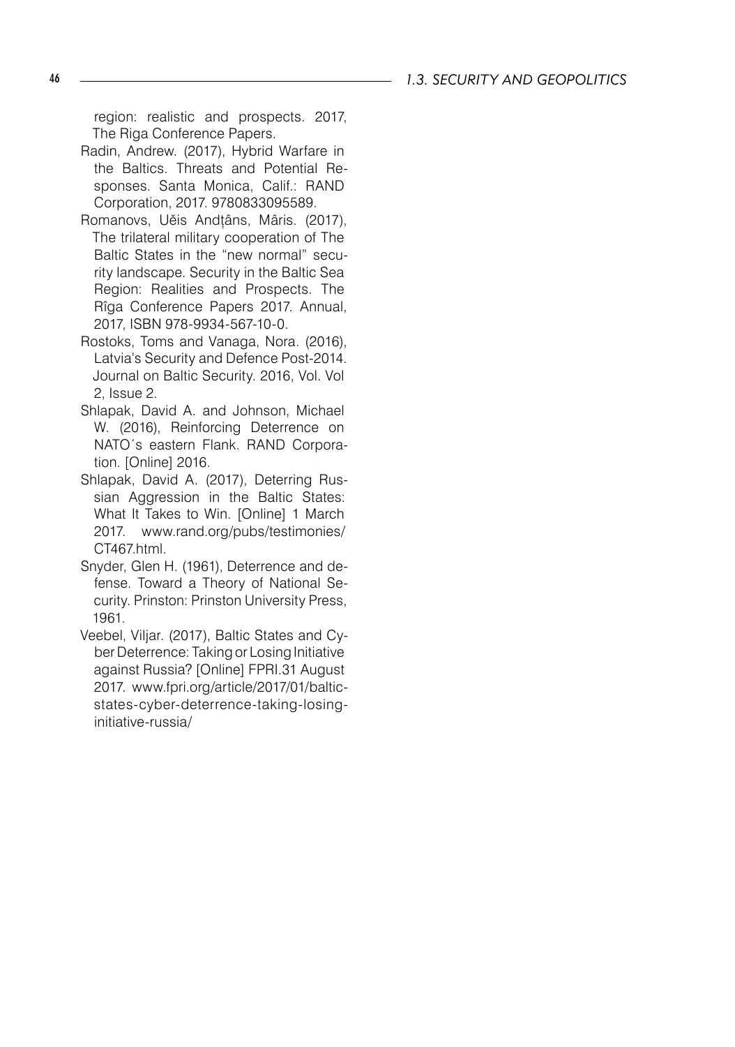region: realistic and prospects. 2017, The Riga Conference Papers.

Radin, Andrew. (2017), Hybrid Warfare in the Baltics. Threats and Potential Responses. Santa Monica, Calif.: RAND Corporation, 2017. 9780833095589.

Romanovs, Uĕis Andţâns, Mâris. (2017), The trilateral military cooperation of The Baltic States in the "new normal" security landscape. Security in the Baltic Sea Region: Realities and Prospects. The Rîga Conference Papers 2017. Annual, 2017, ISBN 978-9934-567-10-0.

Rostoks, Toms and Vanaga, Nora. (2016), Latvia's Security and Defence Post-2014. Journal on Baltic Security. 2016, Vol. Vol 2, Issue 2.

Shlapak, David A. and Johnson, Michael W. (2016), Reinforcing Deterrence on NATO´s eastern Flank. RAND Corporation. [Online] 2016.

Shlapak, David A. (2017), Deterring Russian Aggression in the Baltic States: What It Takes to Win. [Online] 1 March 2017. www.rand.org/pubs/testimonies/CT467.html.

Snyder, Glen H. (1961), Deterrence and defense. Toward a Theory of National Security. Prinston: Prinston University Press, 1961.

Veebel, Viljar. (2017), Baltic States and Cyber Deterrence: Taking or Losing Initiative against Russia? [Online] FPRI.31 August 2017. www.fpri.org/article/2017/01/baltic-states-cyber-deterrence-taking-losing-initiative-russia/